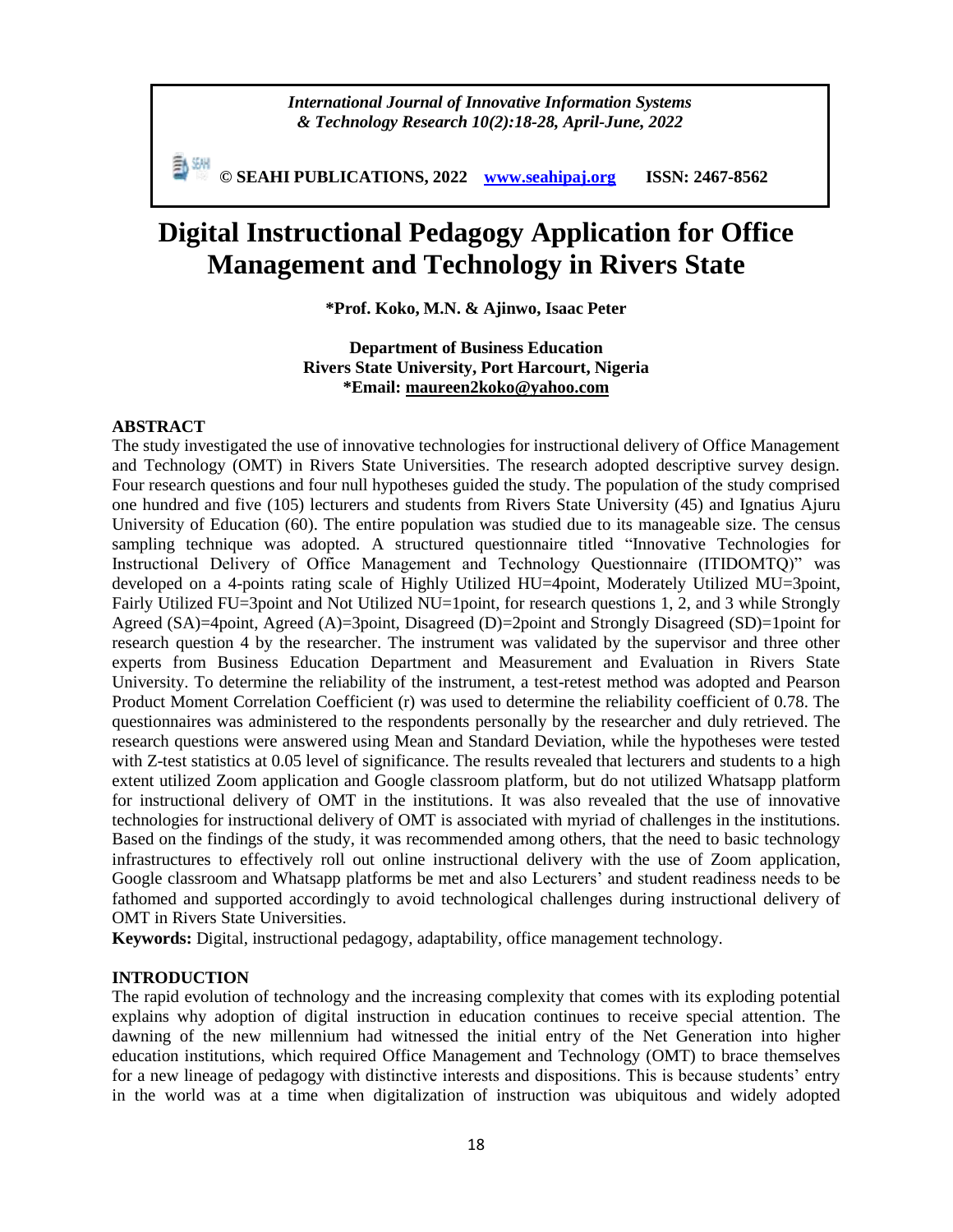*International Journal of Innovative Information Systems & Technology Research 10(2):18-28, April-June, 2022*

**© SEAHI PUBLICATIONS, 2022 [www.seahipaj.org](www.seahipaj.org) ISSN: 2467-8562**

# Digital Instructional Pedagogy Application for Office Management and Technology in Rivers State

**\*Prof. Koko, M.N. & Ajinwo, Isaac Peter**

**Department of Business Education**
**Rivers State University, Port Harcourt, Nigeria**
**\*Email: maureen2koko@yahoo.com**

## ABSTRACT

The study investigated the use of innovative technologies for instructional delivery of Office Management and Technology (OMT) in Rivers State Universities. The research adopted descriptive survey design. Four research questions and four null hypotheses guided the study. The population of the study comprised one hundred and five (105) lecturers and students from Rivers State University (45) and Ignatius Ajuru University of Education (60). The entire population was studied due to its manageable size. The census sampling technique was adopted. A structured questionnaire titled "Innovative Technologies for Instructional Delivery of Office Management and Technology Questionnaire (ITIDOMTQ)" was developed on a 4-points rating scale of Highly Utilized HU=4point, Moderately Utilized MU=3point, Fairly Utilized FU=3point and Not Utilized NU=1point, for research questions 1, 2, and 3 while Strongly Agreed (SA)=4point, Agreed (A)=3point, Disagreed (D)=2point and Strongly Disagreed (SD)=1point for research question 4 by the researcher. The instrument was validated by the supervisor and three other experts from Business Education Department and Measurement and Evaluation in Rivers State University. To determine the reliability of the instrument, a test-retest method was adopted and Pearson Product Moment Correlation Coefficient (r) was used to determine the reliability coefficient of 0.78. The questionnaires was administered to the respondents personally by the researcher and duly retrieved. The research questions were answered using Mean and Standard Deviation, while the hypotheses were tested with Z-test statistics at 0.05 level of significance. The results revealed that lecturers and students to a high extent utilized Zoom application and Google classroom platform, but do not utilized Whatsapp platform for instructional delivery of OMT in the institutions. It was also revealed that the use of innovative technologies for instructional delivery of OMT is associated with myriad of challenges in the institutions. Based on the findings of the study, it was recommended among others, that the need to basic technology infrastructures to effectively roll out online instructional delivery with the use of Zoom application, Google classroom and Whatsapp platforms be met and also Lecturers' and student readiness needs to be fathomed and supported accordingly to avoid technological challenges during instructional delivery of OMT in Rivers State Universities.

**Keywords:** Digital, instructional pedagogy, adaptability, office management technology.

## INTRODUCTION

The rapid evolution of technology and the increasing complexity that comes with its exploding potential explains why adoption of digital instruction in education continues to receive special attention. The dawning of the new millennium had witnessed the initial entry of the Net Generation into higher education institutions, which required Office Management and Technology (OMT) to brace themselves for a new lineage of pedagogy with distinctive interests and dispositions. This is because students' entry in the world was at a time when digitalization of instruction was ubiquitous and widely adopted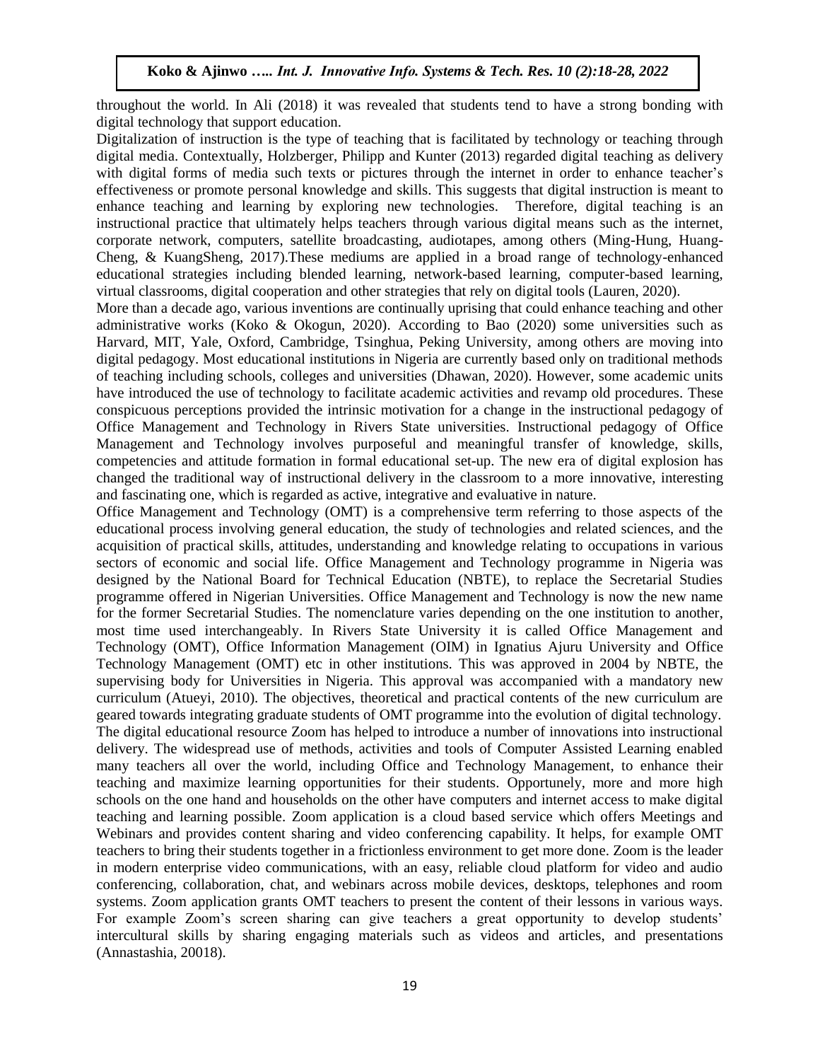throughout the world. In Ali (2018) it was revealed that students tend to have a strong bonding with digital technology that support education.

Digitalization of instruction is the type of teaching that is facilitated by technology or teaching through digital media. Contextually, Holzberger, Philipp and Kunter (2013) regarded digital teaching as delivery with digital forms of media such texts or pictures through the internet in order to enhance teacher's effectiveness or promote personal knowledge and skills. This suggests that digital instruction is meant to enhance teaching and learning by exploring new technologies. Therefore, digital teaching is an instructional practice that ultimately helps teachers through various digital means such as the internet, corporate network, computers, satellite broadcasting, audiotapes, among others (Ming-Hung, Huang-Cheng, & KuangSheng, 2017).These mediums are applied in a broad range of technology-enhanced educational strategies including blended learning, network-based learning, computer-based learning, virtual classrooms, digital cooperation and other strategies that rely on digital tools (Lauren, 2020).

More than a decade ago, various inventions are continually uprising that could enhance teaching and other administrative works (Koko & Okogun, 2020). According to Bao (2020) some universities such as Harvard, MIT, Yale, Oxford, Cambridge, Tsinghua, Peking University, among others are moving into digital pedagogy. Most educational institutions in Nigeria are currently based only on traditional methods of teaching including schools, colleges and universities (Dhawan, 2020). However, some academic units have introduced the use of technology to facilitate academic activities and revamp old procedures. These conspicuous perceptions provided the intrinsic motivation for a change in the instructional pedagogy of Office Management and Technology in Rivers State universities. Instructional pedagogy of Office Management and Technology involves purposeful and meaningful transfer of knowledge, skills, competencies and attitude formation in formal educational set-up. The new era of digital explosion has changed the traditional way of instructional delivery in the classroom to a more innovative, interesting and fascinating one, which is regarded as active, integrative and evaluative in nature.

Office Management and Technology (OMT) is a comprehensive term referring to those aspects of the educational process involving general education, the study of technologies and related sciences, and the acquisition of practical skills, attitudes, understanding and knowledge relating to occupations in various sectors of economic and social life. Office Management and Technology programme in Nigeria was designed by the National Board for Technical Education (NBTE), to replace the Secretarial Studies programme offered in Nigerian Universities. Office Management and Technology is now the new name for the former Secretarial Studies. The nomenclature varies depending on the one institution to another, most time used interchangeably. In Rivers State University it is called Office Management and Technology (OMT), Office Information Management (OIM) in Ignatius Ajuru University and Office Technology Management (OMT) etc in other institutions. This was approved in 2004 by NBTE, the supervising body for Universities in Nigeria. This approval was accompanied with a mandatory new curriculum (Atueyi, 2010). The objectives, theoretical and practical contents of the new curriculum are geared towards integrating graduate students of OMT programme into the evolution of digital technology.

The digital educational resource Zoom has helped to introduce a number of innovations into instructional delivery. The widespread use of methods, activities and tools of Computer Assisted Learning enabled many teachers all over the world, including Office and Technology Management, to enhance their teaching and maximize learning opportunities for their students. Opportunely, more and more high schools on the one hand and households on the other have computers and internet access to make digital teaching and learning possible. Zoom application is a cloud based service which offers Meetings and Webinars and provides content sharing and video conferencing capability. It helps, for example OMT teachers to bring their students together in a frictionless environment to get more done. Zoom is the leader in modern enterprise video communications, with an easy, reliable cloud platform for video and audio conferencing, collaboration, chat, and webinars across mobile devices, desktops, telephones and room systems. Zoom application grants OMT teachers to present the content of their lessons in various ways. For example Zoom's screen sharing can give teachers a great opportunity to develop students' intercultural skills by sharing engaging materials such as videos and articles, and presentations (Annastashia, 20018).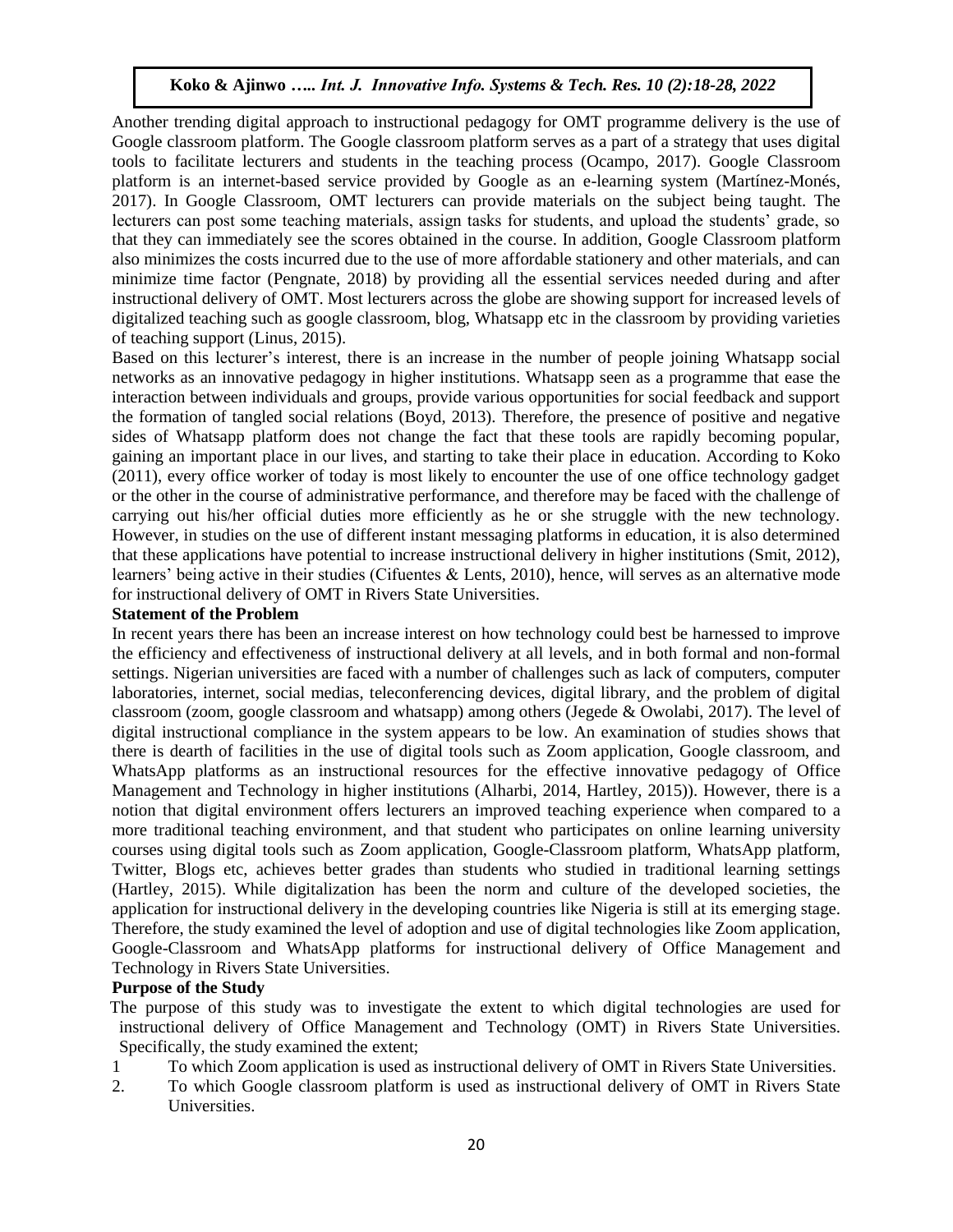Another trending digital approach to instructional pedagogy for OMT programme delivery is the use of Google classroom platform. The Google classroom platform serves as a part of a strategy that uses digital tools to facilitate lecturers and students in the teaching process (Ocampo, 2017). Google Classroom platform is an internet-based service provided by Google as an e-learning system (Martínez-Monés, 2017). In Google Classroom, OMT lecturers can provide materials on the subject being taught. The lecturers can post some teaching materials, assign tasks for students, and upload the students' grade, so that they can immediately see the scores obtained in the course. In addition, Google Classroom platform also minimizes the costs incurred due to the use of more affordable stationery and other materials, and can minimize time factor (Pengnate, 2018) by providing all the essential services needed during and after instructional delivery of OMT. Most lecturers across the globe are showing support for increased levels of digitalized teaching such as google classroom, blog, Whatsapp etc in the classroom by providing varieties of teaching support (Linus, 2015).

Based on this lecturer's interest, there is an increase in the number of people joining Whatsapp social networks as an innovative pedagogy in higher institutions. Whatsapp seen as a programme that ease the interaction between individuals and groups, provide various opportunities for social feedback and support the formation of tangled social relations (Boyd, 2013). Therefore, the presence of positive and negative sides of Whatsapp platform does not change the fact that these tools are rapidly becoming popular, gaining an important place in our lives, and starting to take their place in education. According to Koko (2011), every office worker of today is most likely to encounter the use of one office technology gadget or the other in the course of administrative performance, and therefore may be faced with the challenge of carrying out his/her official duties more efficiently as he or she struggle with the new technology. However, in studies on the use of different instant messaging platforms in education, it is also determined that these applications have potential to increase instructional delivery in higher institutions (Smit, 2012), learners' being active in their studies (Cifuentes & Lents, 2010), hence, will serves as an alternative mode for instructional delivery of OMT in Rivers State Universities.

**Statement of the Problem**

In recent years there has been an increase interest on how technology could best be harnessed to improve the efficiency and effectiveness of instructional delivery at all levels, and in both formal and non-formal settings. Nigerian universities are faced with a number of challenges such as lack of computers, computer laboratories, internet, social medias, teleconferencing devices, digital library, and the problem of digital classroom (zoom, google classroom and whatsapp) among others (Jegede & Owolabi, 2017). The level of digital instructional compliance in the system appears to be low. An examination of studies shows that there is dearth of facilities in the use of digital tools such as Zoom application, Google classroom, and WhatsApp platforms as an instructional resources for the effective innovative pedagogy of Office Management and Technology in higher institutions (Alharbi, 2014, Hartley, 2015)). However, there is a notion that digital environment offers lecturers an improved teaching experience when compared to a more traditional teaching environment, and that student who participates on online learning university courses using digital tools such as Zoom application, Google-Classroom platform, WhatsApp platform, Twitter, Blogs etc, achieves better grades than students who studied in traditional learning settings (Hartley, 2015). While digitalization has been the norm and culture of the developed societies, the application for instructional delivery in the developing countries like Nigeria is still at its emerging stage. Therefore, the study examined the level of adoption and use of digital technologies like Zoom application, Google-Classroom and WhatsApp platforms for instructional delivery of Office Management and Technology in Rivers State Universities.

**Purpose of the Study**

The purpose of this study was to investigate the extent to which digital technologies are used for instructional delivery of Office Management and Technology (OMT) in Rivers State Universities. Specifically, the study examined the extent;

1 To which Zoom application is used as instructional delivery of OMT in Rivers State Universities.

2. To which Google classroom platform is used as instructional delivery of OMT in Rivers State Universities.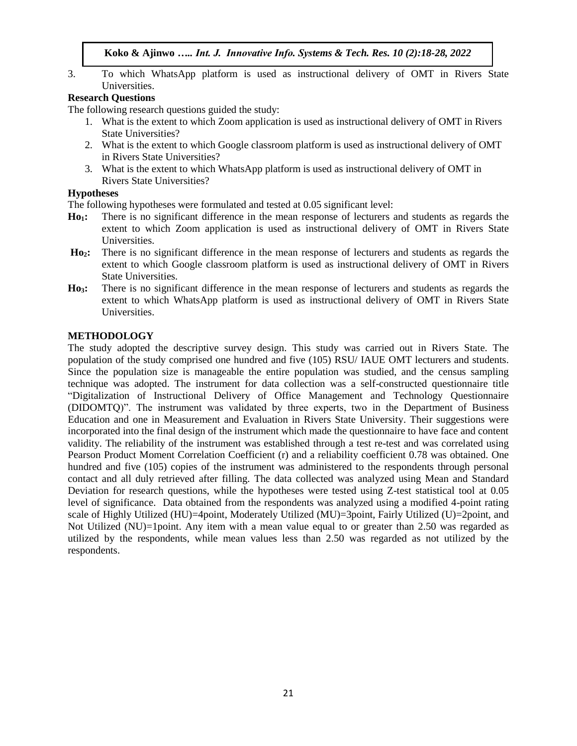3. To which WhatsApp platform is used as instructional delivery of OMT in Rivers State Universities.

**Research Questions**

The following research questions guided the study:

1. What is the extent to which Zoom application is used as instructional delivery of OMT in Rivers State Universities?
2. What is the extent to which Google classroom platform is used as instructional delivery of OMT in Rivers State Universities?
3. What is the extent to which WhatsApp platform is used as instructional delivery of OMT in Rivers State Universities?

**Hypotheses**

The following hypotheses were formulated and tested at 0.05 significant level:

**$Ho_1$:** There is no significant difference in the mean response of lecturers and students as regards the extent to which Zoom application is used as instructional delivery of OMT in Rivers State Universities.

**$Ho_2$:** There is no significant difference in the mean response of lecturers and students as regards the extent to which Google classroom platform is used as instructional delivery of OMT in Rivers State Universities.

**$Ho_3$:** There is no significant difference in the mean response of lecturers and students as regards the extent to which WhatsApp platform is used as instructional delivery of OMT in Rivers State Universities.

**METHODOLOGY**

The study adopted the descriptive survey design. This study was carried out in Rivers State. The population of the study comprised one hundred and five (105) RSU/ IAUE OMT lecturers and students. Since the population size is manageable the entire population was studied, and the census sampling technique was adopted. The instrument for data collection was a self-constructed questionnaire title "Digitalization of Instructional Delivery of Office Management and Technology Questionnaire (DIDOMTQ)". The instrument was validated by three experts, two in the Department of Business Education and one in Measurement and Evaluation in Rivers State University. Their suggestions were incorporated into the final design of the instrument which made the questionnaire to have face and content validity. The reliability of the instrument was established through a test re-test and was correlated using Pearson Product Moment Correlation Coefficient (r) and a reliability coefficient 0.78 was obtained. One hundred and five (105) copies of the instrument was administered to the respondents through personal contact and all duly retrieved after filling. The data collected was analyzed using Mean and Standard Deviation for research questions, while the hypotheses were tested using Z-test statistical tool at 0.05 level of significance. Data obtained from the respondents was analyzed using a modified 4-point rating scale of Highly Utilized (HU)=4point, Moderately Utilized (MU)=3point, Fairly Utilized (U)=2point, and Not Utilized (NU)=1point. Any item with a mean value equal to or greater than 2.50 was regarded as utilized by the respondents, while mean values less than 2.50 was regarded as not utilized by the respondents.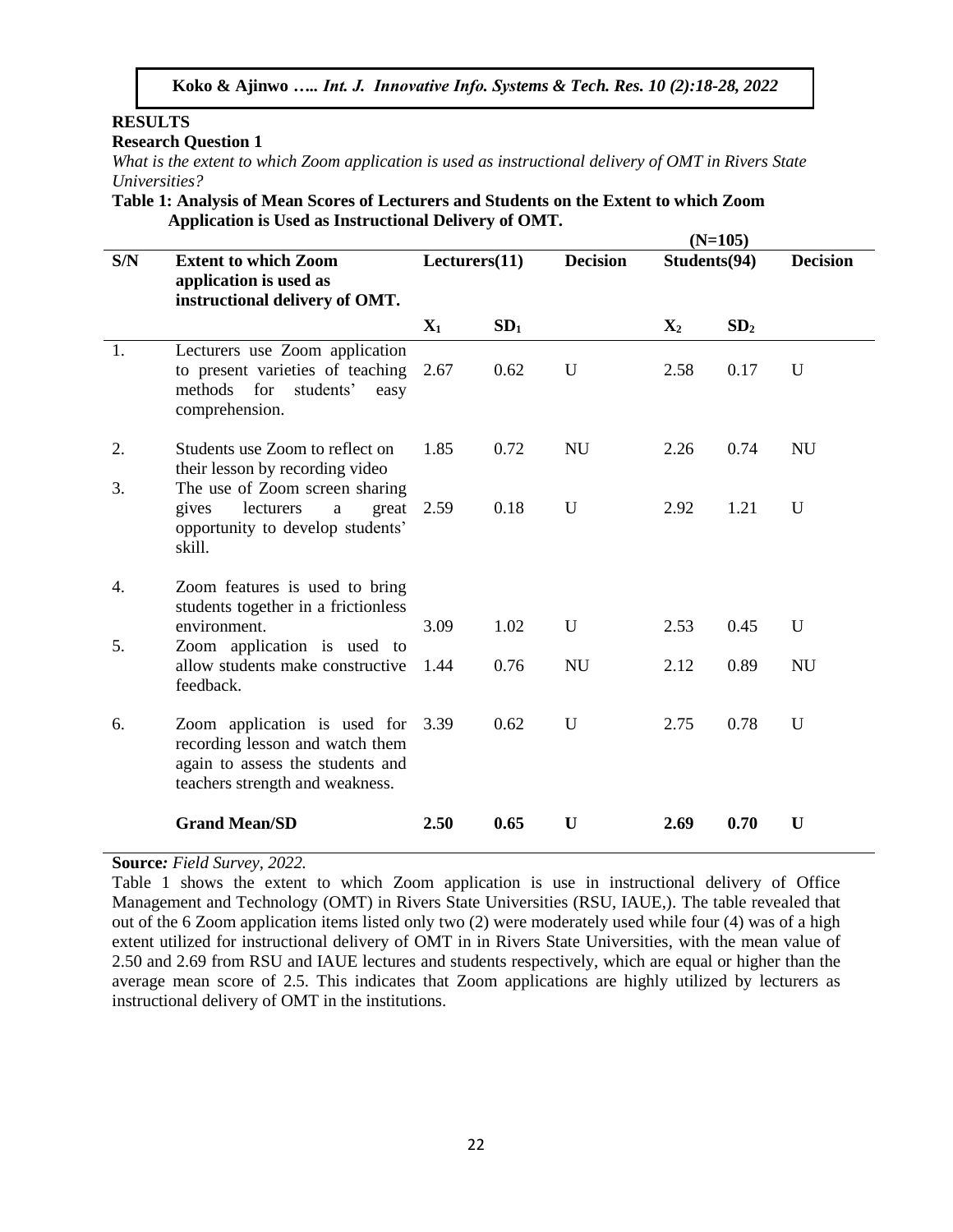## RESULTS

### Research Question 1

*What is the extent to which Zoom application is used as instructional delivery of OMT in Rivers State Universities?*

**Table 1: Analysis of Mean Scores of Lecturers and Students on the Extent to which Zoom Application is Used as Instructional Delivery of OMT.**

**(N=105)**

| S/N | Extent to which Zoom application is used as instructional delivery of OMT. | Lecturers(11) | | Decision | Students(94) | | Decision |
|---|---|---|---|---|---|---|---|
| | | $X_1$ | $SD_1$ | | $X_2$ | $SD_2$ | |
| 1. | Lecturers use Zoom application to present varieties of teaching methods for students' easy comprehension. | 2.67 | 0.62 | U | 2.58 | 0.17 | U |
| 2. | Students use Zoom to reflect on their lesson by recording video | 1.85 | 0.72 | NU | 2.26 | 0.74 | NU |
| 3. | The use of Zoom screen sharing gives lecturers a great opportunity to develop students' skill. | 2.59 | 0.18 | U | 2.92 | 1.21 | U |
| 4. | Zoom features is used to bring students together in a frictionless environment. | 3.09 | 1.02 | U | 2.53 | 0.45 | U |
| 5. | Zoom application is used to allow students make constructive feedback. | 1.44 | 0.76 | NU | 2.12 | 0.89 | NU |
| 6. | Zoom application is used for recording lesson and watch them again to assess the students and teachers strength and weakness. | 3.39 | 0.62 | U | 2.75 | 0.78 | U |
| | **Grand Mean/SD** | **2.50** | **0.65** | **U** | **2.69** | **0.70** | **U** |

**Source:** *Field Survey, 2022.*

Table 1 shows the extent to which Zoom application is use in instructional delivery of Office Management and Technology (OMT) in Rivers State Universities (RSU, IAUE,). The table revealed that out of the 6 Zoom application items listed only two (2) were moderately used while four (4) was of a high extent utilized for instructional delivery of OMT in in Rivers State Universities, with the mean value of 2.50 and 2.69 from RSU and IAUE lectures and students respectively, which are equal or higher than the average mean score of 2.5. This indicates that Zoom applications are highly utilized by lecturers as instructional delivery of OMT in the institutions.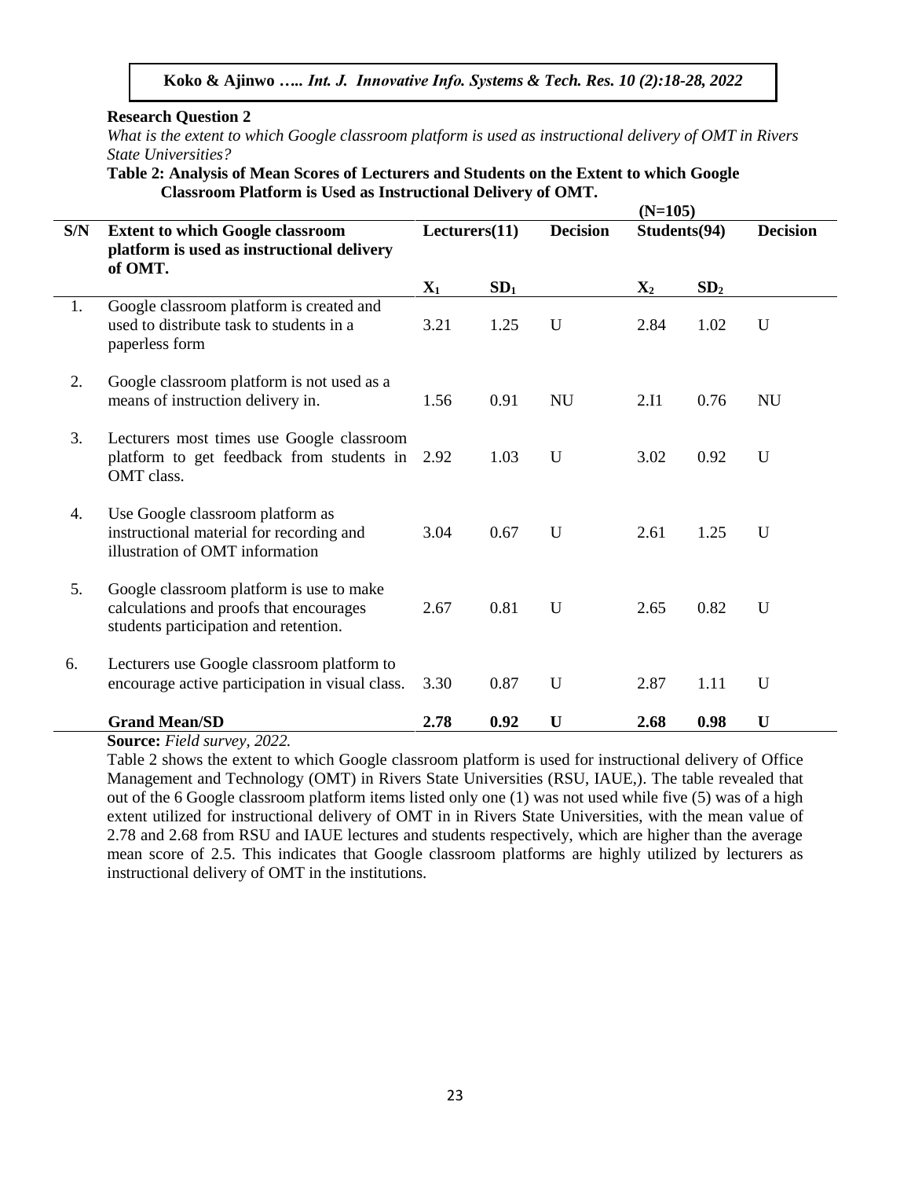**Research Question 2**

*What is the extent to which Google classroom platform is used as instructional delivery of OMT in Rivers State Universities?*

**Table 2: Analysis of Mean Scores of Lecturers and Students on the Extent to which Google Classroom Platform is Used as Instructional Delivery of OMT.**

(N=105)

| S/N | Extent to which Google classroom platform is used as instructional delivery of OMT. | Lecturers(11) | | Decision | Students(94) | | Decision |
|---|---|---|---|---|---|---|---|
| | | $X_1$ | $SD_1$ | | $X_2$ | $SD_2$ | |
| 1. | Google classroom platform is created and used to distribute task to students in a paperless form | 3.21 | 1.25 | U | 2.84 | 1.02 | U |
| 2. | Google classroom platform is not used as a means of instruction delivery in. | 1.56 | 0.91 | NU | 2.I1 | 0.76 | NU |
| 3. | Lecturers most times use Google classroom platform to get feedback from students in OMT class. | 2.92 | 1.03 | U | 3.02 | 0.92 | U |
| 4. | Use Google classroom platform as instructional material for recording and illustration of OMT information | 3.04 | 0.67 | U | 2.61 | 1.25 | U |
| 5. | Google classroom platform is use to make calculations and proofs that encourages students participation and retention. | 2.67 | 0.81 | U | 2.65 | 0.82 | U |
| 6. | Lecturers use Google classroom platform to encourage active participation in visual class. | 3.30 | 0.87 | U | 2.87 | 1.11 | U |
| | **Grand Mean/SD** | **2.78** | **0.92** | **U** | **2.68** | **0.98** | **U** |

**Source:** *Field survey, 2022.*

Table 2 shows the extent to which Google classroom platform is used for instructional delivery of Office Management and Technology,(OMT) in Rivers State Universities (RSU, IAUE,). The table revealed that out of the 6 Google classroom platform items listed only one (1) was not used while five (5) was of a high extent utilized for instructional delivery of OMT in in Rivers State Universities, with the mean value of 2.78 and 2.68 from RSU and IAUE lectures and students respectively, which are higher than the average mean score of 2.5. This indicates that Google classroom platforms are highly utilized by lecturers as instructional delivery of OMT in the institutions.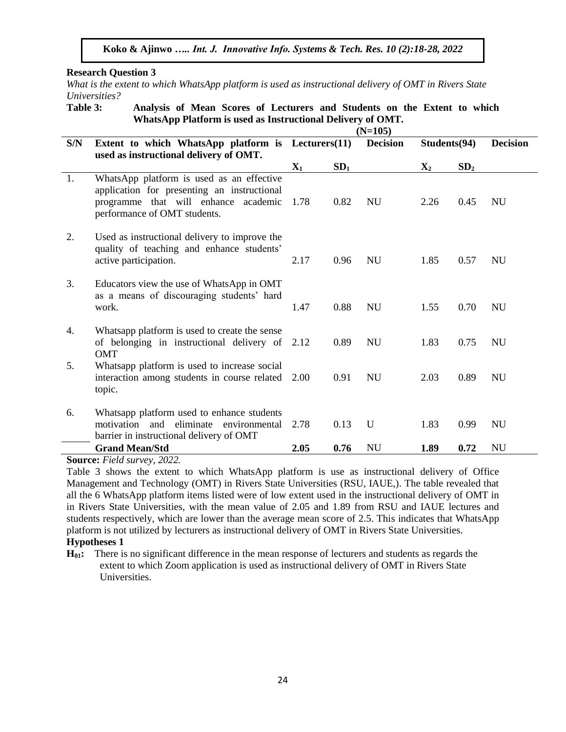**Research Question 3**

*What is the extent to which WhatsApp platform is used as instructional delivery of OMT in Rivers State Universities?*

**Table 3: Analysis of Mean Scores of Lecturers and Students on the Extent to which WhatsApp Platform is used as Instructional Delivery of OMT.**

**(N=105)**

| S/N | Extent to which WhatsApp platform is used as instructional delivery of OMT. | Lecturers(11) | | Decision | Students(94) | | Decision |
|---|---|---|---|---|---|---|---|
| | | $X_1$ | $SD_1$ | | $X_2$ | $SD_2$ | |
| 1. | WhatsApp platform is used as an effective application for presenting an instructional programme that will enhance academic performance of OMT students. | 1.78 | 0.82 | NU | 2.26 | 0.45 | NU |
| 2. | Used as instructional delivery to improve the quality of teaching and enhance students' active participation. | 2.17 | 0.96 | NU | 1.85 | 0.57 | NU |
| 3. | Educators view the use of WhatsApp in OMT as a means of discouraging students' hard work. | 1.47 | 0.88 | NU | 1.55 | 0.70 | NU |
| 4. | Whatsapp platform is used to create the sense of belonging in instructional delivery of OMT | 2.12 | 0.89 | NU | 1.83 | 0.75 | NU |
| 5. | Whatsapp platform is used to increase social interaction among students in course related topic. | 2.00 | 0.91 | NU | 2.03 | 0.89 | NU |
| 6. | Whatsapp platform used to enhance students motivation and eliminate environmental barrier in instructional delivery of OMT | 2.78 | 0.13 | U | 1.83 | 0.99 | NU |
| | **Grand Mean/Std** | **2.05** | **0.76** | NU | **1.89** | **0.72** | NU |

**Source:** *Field survey, 2022.*

Table 3 shows the extent to which WhatsApp platform is use as instructional delivery of Office Management and Technology (OMT) in Rivers State Universities (RSU, IAUE,). The table revealed that all the 6 WhatsApp platform items listed were of low extent used in the instructional delivery of OMT in in Rivers State Universities, with the mean value of 2.05 and 1.89 from RSU and IAUE lectures and students respectively, which are lower than the average mean score of 2.5. This indicates that WhatsApp platform is not utilized by lecturers as instructional delivery of OMT in Rivers State Universities.

**Hypotheses 1**

**$H_{01}$:** There is no significant difference in the mean response of lecturers and students as regards the extent to which Zoom application is used as instructional delivery of OMT in Rivers State Universities.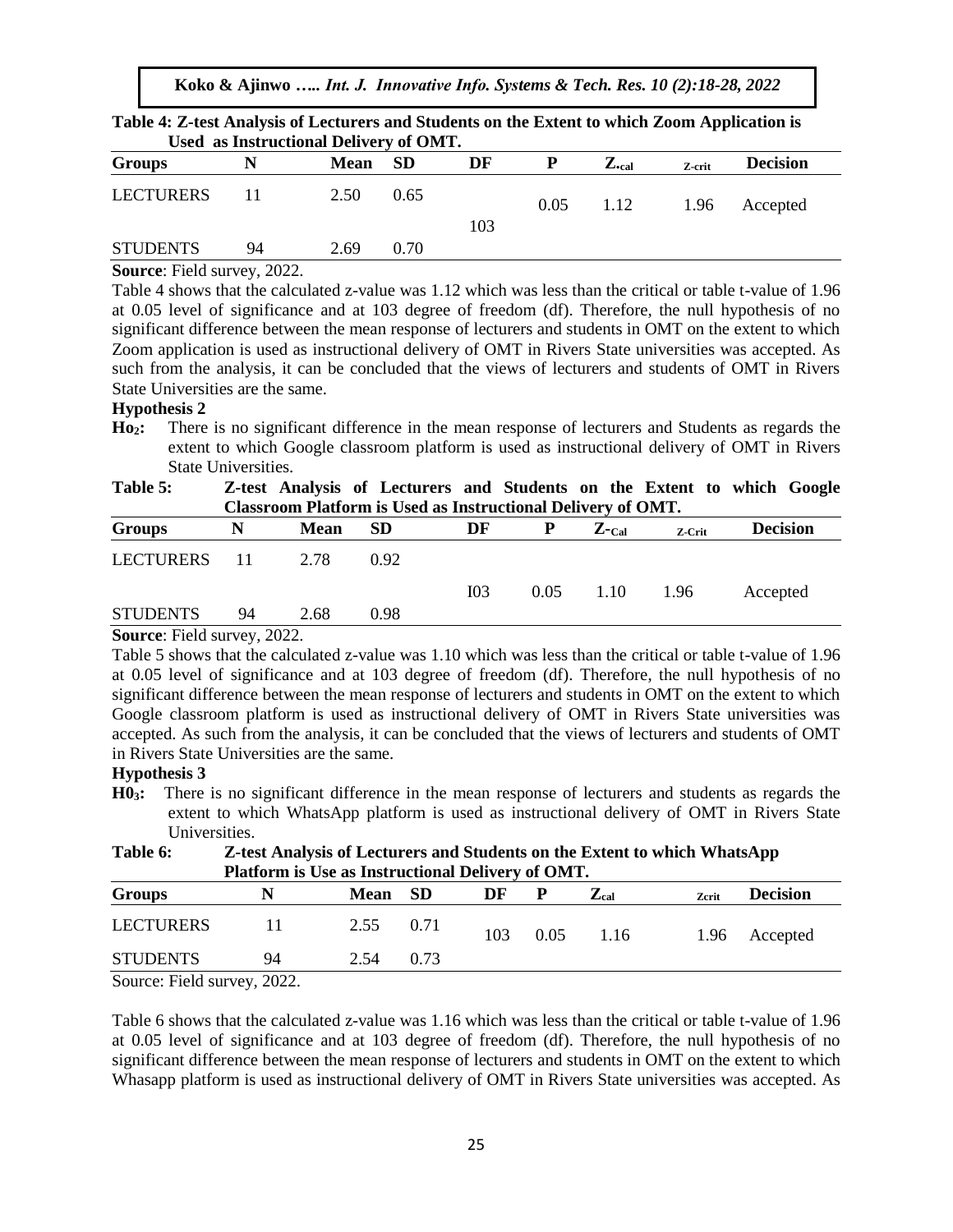**Table 4: Z-test Analysis of Lecturers and Students on the Extent to which Zoom Application is Used as Instructional Delivery of OMT.**

| Groups | N | Mean | SD | DF | P | $Z_{\cdot cal}$ | Z-crit | Decision |
|---|---|---|---|---|---|---|---|---|
| LECTURERS | 11 | 2.50 | 0.65 | 103 | 0.05 | 1.12 | 1.96 | Accepted |
| STUDENTS | 94 | 2.69 | 0.70 | | | | | |

**Source**: Field survey, 2022.

Table 4 shows that the calculated z-value was 1.12 which was less than the critical or table t-value of 1.96 at 0.05 level of significance and at 103 degree of freedom (df). Therefore, the null hypothesis of no significant difference between the mean response of lecturers and students in OMT on the extent to which Zoom application is used as instructional delivery of OMT in Rivers State universities was accepted. As such from the analysis, it can be concluded that the views of lecturers and students of OMT in Rivers State Universities are the same.

**Hypothesis 2**

**Ho₂:** There is no significant difference in the mean response of lecturers and Students as regards the extent to which Google classroom platform is used as instructional delivery of OMT in Rivers State Universities.

**Table 5: Z-test Analysis of Lecturers and Students on the Extent to which Google Classroom Platform is Used as Instructional Delivery of OMT.**

| Groups | N | Mean | SD | DF | P | $Z\text{-}_{Cal}$ | Z-Crit | Decision |
|---|---|---|---|---|---|---|---|---|
| LECTURERS | 11 | 2.78 | 0.92 | I03 | 0.05 | 1.10 | 1.96 | Accepted |
| STUDENTS | 94 | 2.68 | 0.98 | | | | | |

**Source**: Field survey, 2022.

Table 5 shows that the calculated z-value was 1.10 which was less than the critical or table t-value of 1.96 at 0.05 level of significance and at 103 degree of freedom (df). Therefore, the null hypothesis of no significant difference between the mean response of lecturers and students in OMT on the extent to which Google classroom platform is used as instructional delivery of OMT in Rivers State universities was accepted. As such from the analysis, it can be concluded that the views of lecturers and students of OMT in Rivers State Universities are the same.

**Hypothesis 3**

**H0₃:** There is no significant difference in the mean response of lecturers and students as regards the extent to which WhatsApp platform is used as instructional delivery of OMT in Rivers State Universities.

**Table 6: Z-test Analysis of Lecturers and Students on the Extent to which WhatsApp Platform is Use as Instructional Delivery of OMT.**

| Groups | N | Mean | SD | DF | P | $Z_{cal}$ | Zcrit | Decision |
|---|---|---|---|---|---|---|---|---|
| LECTURERS | 11 | 2.55 | 0.71 | 103 | 0.05 | 1.16 | 1.96 | Accepted |
| STUDENTS | 94 | 2.54 | 0.73 | | | | | |

Source: Field survey, 2022.

Table 6 shows that the calculated z-value was 1.16 which was less than the critical or table t-value of 1.96 at 0.05 level of significance and at 103 degree of freedom (df). Therefore, the null hypothesis of no significant difference between the mean response of lecturers and students in OMT on the extent to which Whasapp platform is used as instructional delivery of OMT in Rivers State universities was accepted. As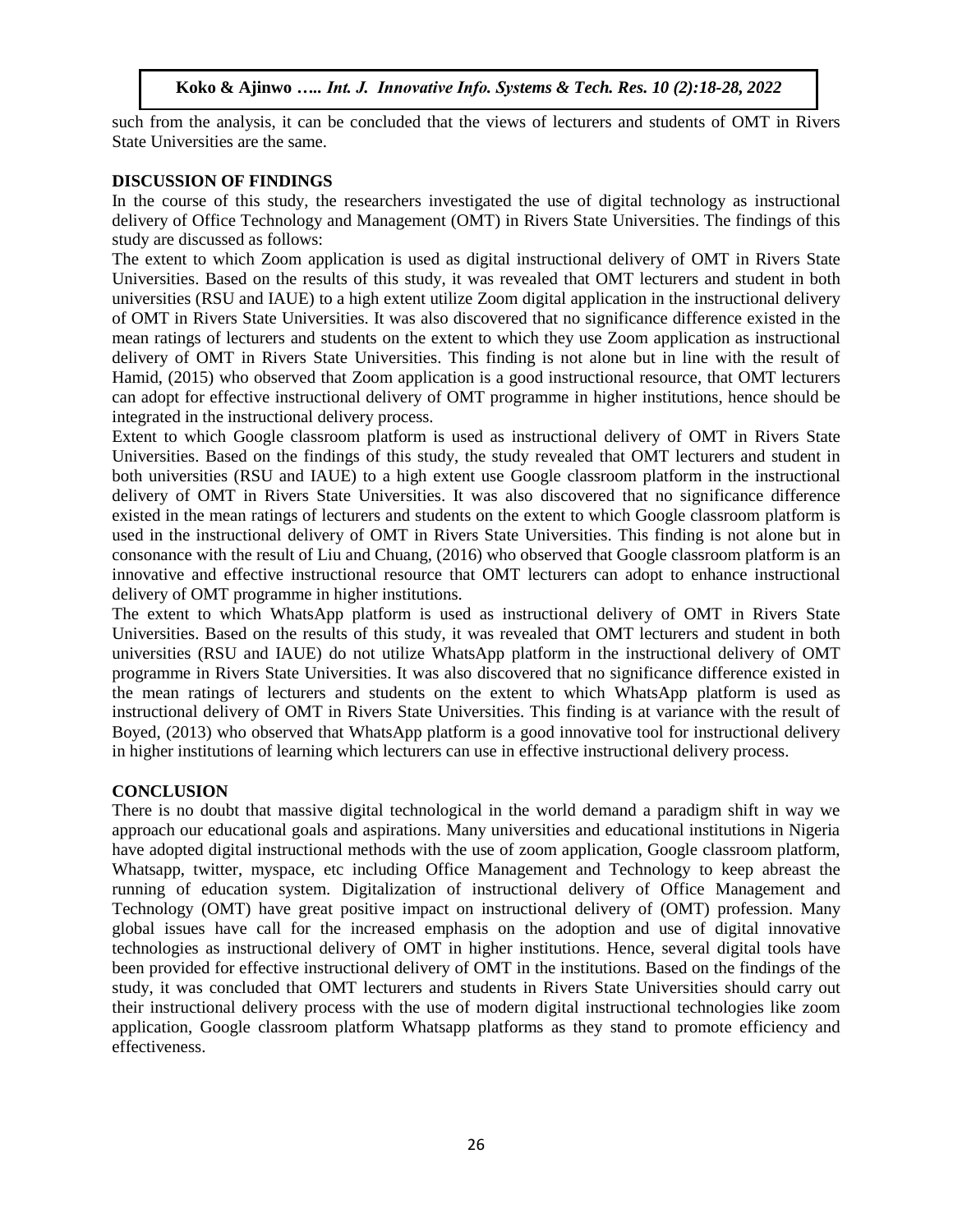such from the analysis, it can be concluded that the views of lecturers and students of OMT in Rivers State Universities are the same.

## DISCUSSION OF FINDINGS

In the course of this study, the researchers investigated the use of digital technology as instructional delivery of Office Technology and Management (OMT) in Rivers State Universities. The findings of this study are discussed as follows:

The extent to which Zoom application is used as digital instructional delivery of OMT in Rivers State Universities. Based on the results of this study, it was revealed that OMT lecturers and student in both universities (RSU and IAUE) to a high extent utilize Zoom digital application in the instructional delivery of OMT in Rivers State Universities. It was also discovered that no significance difference existed in the mean ratings of lecturers and students on the extent to which they use Zoom application as instructional delivery of OMT in Rivers State Universities. This finding is not alone but in line with the result of Hamid, (2015) who observed that Zoom application is a good instructional resource, that OMT lecturers can adopt for effective instructional delivery of OMT programme in higher institutions, hence should be integrated in the instructional delivery process.

Extent to which Google classroom platform is used as instructional delivery of OMT in Rivers State Universities. Based on the findings of this study, the study revealed that OMT lecturers and student in both universities (RSU and IAUE) to a high extent use Google classroom platform in the instructional delivery of OMT in Rivers State Universities. It was also discovered that no significance difference existed in the mean ratings of lecturers and students on the extent to which Google classroom platform is used in the instructional delivery of OMT in Rivers State Universities. This finding is not alone but in consonance with the result of Liu and Chuang, (2016) who observed that Google classroom platform is an innovative and effective instructional resource that OMT lecturers can adopt to enhance instructional delivery of OMT programme in higher institutions.

The extent to which WhatsApp platform is used as instructional delivery of OMT in Rivers State Universities. Based on the results of this study, it was revealed that OMT lecturers and student in both universities (RSU and IAUE) do not utilize WhatsApp platform in the instructional delivery of OMT programme in Rivers State Universities. It was also discovered that no significance difference existed in the mean ratings of lecturers and students on the extent to which WhatsApp platform is used as instructional delivery of OMT in Rivers State Universities. This finding is at variance with the result of Boyed, (2013) who observed that WhatsApp platform is a good innovative tool for instructional delivery in higher institutions of learning which lecturers can use in effective instructional delivery process.

## CONCLUSION

There is no doubt that massive digital technological in the world demand a paradigm shift in way we approach our educational goals and aspirations. Many universities and educational institutions in Nigeria have adopted digital instructional methods with the use of zoom application, Google classroom platform, Whatsapp, twitter, myspace, etc including Office Management and Technology to keep abreast the running of education system. Digitalization of instructional delivery of Office Management and Technology (OMT) have great positive impact on instructional delivery of (OMT) profession. Many global issues have call for the increased emphasis on the adoption and use of digital innovative technologies as instructional delivery of OMT in higher institutions. Hence, several digital tools have been provided for effective instructional delivery of OMT in the institutions. Based on the findings of the study, it was concluded that OMT lecturers and students in Rivers State Universities should carry out their instructional delivery process with the use of modern digital instructional technologies like zoom application, Google classroom platform Whatsapp platforms as they stand to promote efficiency and effectiveness.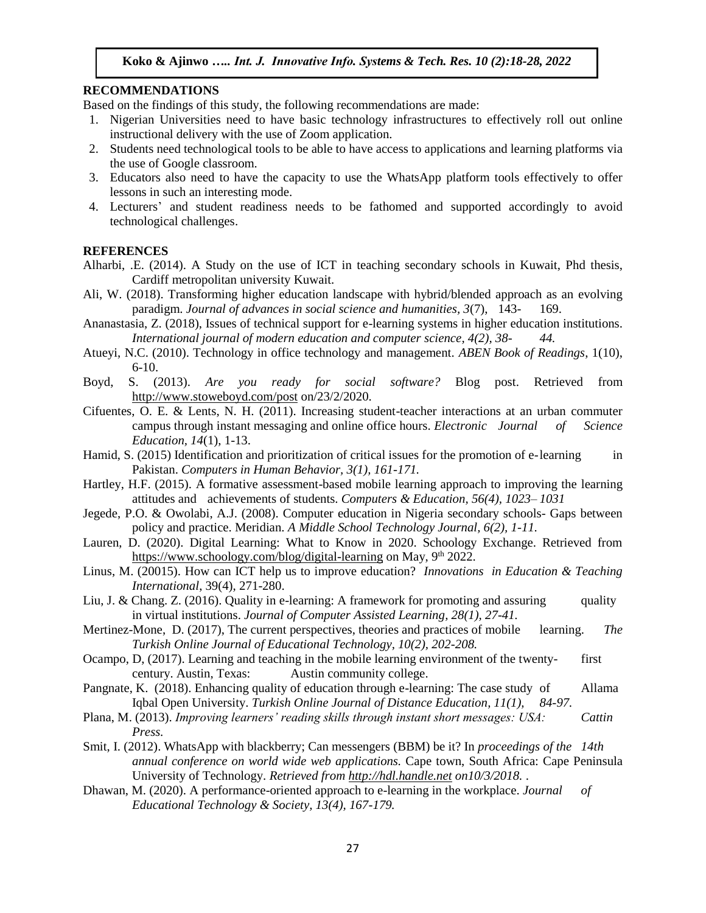## RECOMMENDATIONS

Based on the findings of this study, the following recommendations are made:

1. Nigerian Universities need to have basic technology infrastructures to effectively roll out online instructional delivery with the use of Zoom application.
2. Students need technological tools to be able to have access to applications and learning platforms via the use of Google classroom.
3. Educators also need to have the capacity to use the WhatsApp platform tools effectively to offer lessons in such an interesting mode.
4. Lecturers' and student readiness needs to be fathomed and supported accordingly to avoid technological challenges.

## REFERENCES

Alharbi, .E. (2014). A Study on the use of ICT in teaching secondary schools in Kuwait, Phd thesis, Cardiff metropolitan university Kuwait.

Ali, W. (2018). Transforming higher education landscape with hybrid/blended approach as an evolving paradigm. *Journal of advances in social science and humanities, 3*(7), 143- 169.

Ananastasia, Z. (2018), Issues of technical support for e-learning systems in higher education institutions. *International journal of modern education and computer science, 4(2), 38- 44.*

Atueyi, N.C. (2010). Technology in office technology and management. *ABEN Book of Readings*, 1(10), 6-10.

Boyd, S. (2013). *Are you ready for social software?* Blog post. Retrieved from http://www.stoweboyd.com/post on/23/2/2020.

Cifuentes, O. E. & Lents, N. H. (2011). Increasing student-teacher interactions at an urban commuter campus through instant messaging and online office hours. *Electronic Journal of Science Education*, *14*(1), 1-13.

Hamid, S. (2015) Identification and prioritization of critical issues for the promotion of e-learning in Pakistan. *Computers in Human Behavior, 3(1), 161-171.*

Hartley, H.F. (2015). A formative assessment-based mobile learning approach to improving the learning attitudes and achievements of students. *Computers & Education, 56(4), 1023– 1031*

Jegede, P.O. & Owolabi, A.J. (2008). Computer education in Nigeria secondary schools- Gaps between policy and practice. Meridian. *A Middle School Technology Journal, 6(2), 1-11.*

Lauren, D. (2020). Digital Learning: What to Know in 2020. Schoology Exchange. Retrieved from https://www.schoology.com/blog/digital-learning on May, 9th 2022.

Linus, M. (20015). How can ICT help us to improve education? *Innovations in Education & Teaching International*, 39(4), 271-280.

Liu, J. & Chang. Z. (2016). Quality in e-learning: A framework for promoting and assuring quality in virtual institutions. *Journal of Computer Assisted Learning, 28(1), 27-41.*

Mertinez-Mone, D. (2017), The current perspectives, theories and practices of mobile learning. *The Turkish Online Journal of Educational Technology, 10(2), 202-208.*

Ocampo, D, (2017). Learning and teaching in the mobile learning environment of the twenty- first century. Austin, Texas: Austin community college.

Pangnate, K. (2018). Enhancing quality of education through e-learning: The case study of Allama Iqbal Open University. *Turkish Online Journal of Distance Education, 11(1), 84-97.*

Plana, M. (2013). *Improving learners' reading skills through instant short messages: USA: Cattin Press.*

Smit, I. (2012). WhatsApp with blackberry; Can messengers (BBM) be it? In *proceedings of the 14th annual conference on world wide web applications.* Cape town, South Africa: Cape Peninsula University of Technology. *Retrieved from http://hdl.handle.net on10/3/2018.* .

Dhawan, M. (2020). A performance-oriented approach to e-learning in the workplace. *Journal of Educational Technology & Society, 13(4), 167-179.*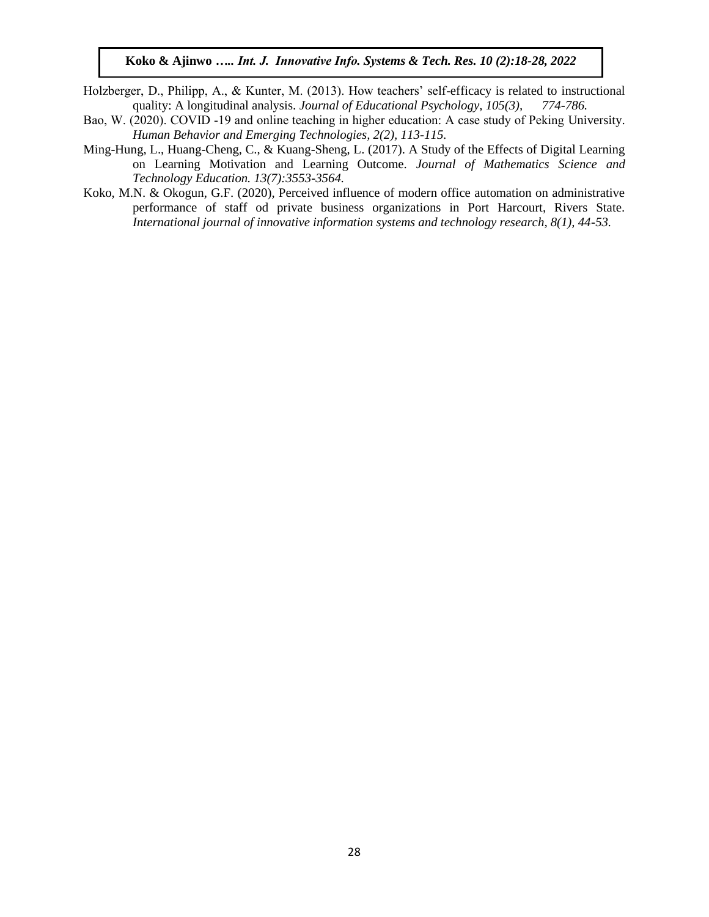Holzberger, D., Philipp, A., & Kunter, M. (2013). How teachers' self-efficacy is related to instructional quality: A longitudinal analysis. *Journal of Educational Psychology, 105(3), 774-786.*

Bao, W. (2020). COVID -19 and online teaching in higher education: A case study of Peking University. *Human Behavior and Emerging Technologies, 2(2), 113-115.*

Ming-Hung, L., Huang-Cheng, C., & Kuang-Sheng, L. (2017). A Study of the Effects of Digital Learning on Learning Motivation and Learning Outcome. *Journal of Mathematics Science and Technology Education. 13(7):3553-3564.*

Koko, M.N. & Okogun, G.F. (2020), Perceived influence of modern office automation on administrative performance of staff od private business organizations in Port Harcourt, Rivers State. *International journal of innovative information systems and technology research, 8(1), 44-53.*